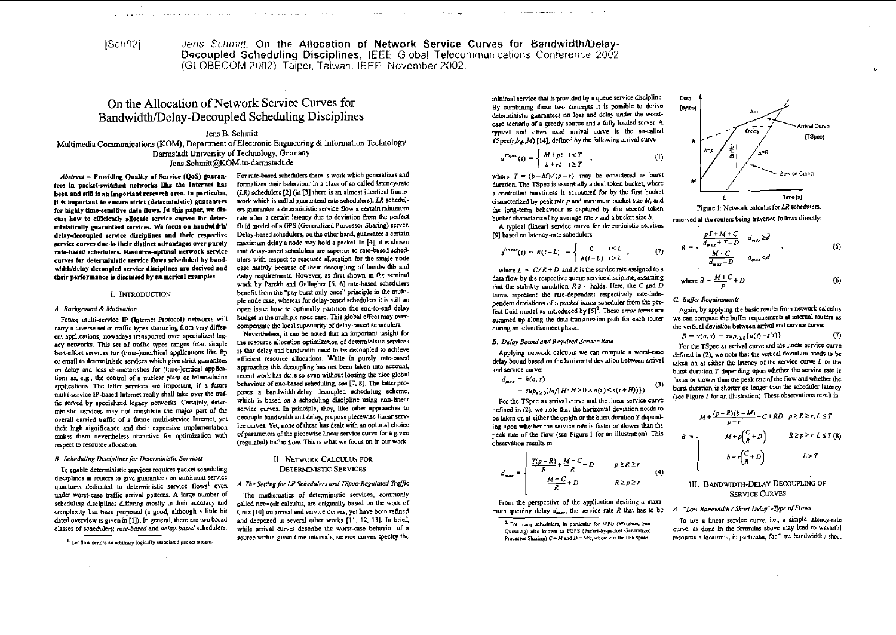[Sch02] Jens Schmitt. **On the Allocation of Network Service Curves for Bandwidth/Delay-Decoupled Scheduling Disciplines**; IEEE Global Telecommunications Conference 2002 (GLOBECOM 2002), Taipei, Taiwan. IEEE, November 2002.

# On the Allocation of Network Service Curves for Bandwidth/Delay-Decoupled Scheduling Disciplines

Jens B. Schmitt

Multimedia Communications (KOM), Department of Electronic Engineering & Information Technology
Darmstadt University of Technology, Germany
Jens.Schmitt@KOM.tu-darmstadt.de

***Abstract*** **– Providing Quality of Service (QoS) guarantees in packet-switched networks like the Internet has been and still is an important research area. In particular, it is important to ensure strict (deterministic) guarantees for highly time-sensitive data flows. In this paper, we discuss how to efficiently allocate service curves for deterministically guaranteed services. We focus on bandwidth/delay-decoupled service disciplines and their respective service curves due to their distinct advantages over purely rate-based schedulers. Resource-optimal network service curves for deterministic service flows scheduled by bandwidth/delay-decoupled service disciplines are derived and their performance is discussed by numerical examples.**

## I. Introduction

### *A. Background & Motivation*

Future multi-service IP (Internet Protocol) networks will carry a diverse set of traffic types stemming from very different applications, nowadays transported over specialized legacy networks. This set of traffic types ranges from simple best-effort services for (time-)uncritical applications like ftp or email to deterministic services which give strict guarantees on delay and loss characteristics for (time-)critical applications as, e.g., the control of a nuclear plant or telemedicine applications. The latter services are important, if a future multi-service IP-based Internet really shall take over the traffic served by specialized legacy networks. Certainly, deterministic services may not constitute the major part of the overall carried traffic of a future multi-service Internet, yet their high significance and their expensive implementation makes them nevertheless attractive for optimization with respect to resource allocation.

### *B. Scheduling Disciplines for Deterministic Services*

To enable deterministic services requires packet scheduling disciplines in routers to give guarantees on minimum service quantums dedicated to deterministic service flows[1] even under worst-case traffic arrival patterns. A large number of scheduling disciplines differing mostly in their accuracy and complexity has been proposed (a good, although a little bit dated overview is given in [1]). In general, there are two broad classes of schedulers: *rate-based* and *delay-based* schedulers.

For rate-based schedulers there is work which generalizes and formalizes their behaviour in a class of so called latency-rate (*LR*) schedulers [2] (in [3] there is an almost identical framework which is called guaranteed rate schedulers). *LR* schedulers guarantee a deterministic service flow a certain minimum rate after a certain latency due to deviation from the perfect fluid model of a GPS (Generalized Processor Sharing) server. Delay-based schedulers, on the other hand, guarantee a certain maximum delay a node may hold a packet. In [4], it is shown that delay-based schedulers are superior to rate-based schedulers with respect to resource allocation for the single node case mainly because of their decoupling of bandwidth and delay requirements. However, as first shown in the seminal work by Parekh and Gallagher [5, 6] rate-based schedulers benefit from the "pay burst only once" principle in the multiple node case, whereas for delay-based schedulers it is still an open issue how to optimally partition the end-to-end delay budget in the multiple node case. This global effect may overcompensate the local superiority of delay-based schedulers.

Nevertheless, it can be noted that an important insight for the resource allocation optimization of deterministic services is that delay and bandwidth need to be decoupled to achieve efficient resource allocations. While in purely rate-based approaches this decoupling has not been taken into account, recent work has done so even without loosing the nice global behaviour of rate-based scheduling, see [7, 8]. The latter proposes a bandwidth-delay decoupled scheduling scheme, which is based on a scheduling discipline using non-linear service curves. In principle, they, like other approaches to decouple bandwidth and delay, propose piecewise linear service curves. Yet, none of these has dealt with an optimal choice of parameters of the piecewise linear service curve for a given (regulated) traffic flow. This is what we focus on in our work.

## II. Network Calculus for Deterministic Services

### *A. The Setting for LR Schedulers and TSpec-Regulated Traffic*

The mathematics of deterministic services, commonly called network calculus, are originally based on the work of Cruz [10] on arrival and service curves, yet have been refined and deepened in several other works [11, 12, 13]. In brief, while arrival curves describe the worst-case behavior of a source within given time intervals, service curves specify the minimal service that is provided by a queue service discipline. By combining these two concepts it is possible to derive deterministic guarantees on loss and delay under the worst-case scenario of a greedy source and a fully loaded server. A typical and often used arrival curve is the so-called TSpec($r,b,p,M$) [14], defined by the following arrival curve

$$a^{TSpec}(t) = \begin{cases} M+pt & t<T \\ b+rt & t \geq T \end{cases}, \tag{1}$$

where $T = (b-M)/(p-r)$ may be considered as burst duration. The TSpec is essentially a dual token bucket, where a controlled burstiness is accounted for by the first bucket characterized by peak rate $p$ and maximum packet size $M$, and the long-term behaviour is captured by the second token bucket characterized by average rate $r$ and a bucket size $b$.

A typical (linear) service curve for deterministic services [9] based on latency-rate schedulers

$$s^{linear}(t) = R(t-L)^+ = \begin{cases} 0 & t \leq L \\ R(t-L) & t > L \end{cases}, \tag{2}$$

where $L = C/R + D$ and $R$ is the service rate assigned to a data flow by the respective queue service discipline, assuming that the stability condition $R \geq r$ holds. Here, the $C$ and $D$ terms represent the rate-dependent respectively rate-independent deviations of a *packet-based* scheduler from the perfect fluid model as introduced by [5][2]. These *error terms* are summed up along the data transmission path for each router during an advertisement phase.

### *B. Delay Bound and Required Service Rate*

Applying network calculus we can compute a worst-case delay bound based on the horizontal deviation between arrival and service curve:

$$d_{max} = h(a,s) = sup_{t\geq 0}(inf[H : H \geq 0 \wedge a(t) \leq s(t+H)]) \tag{3}$$

For the TSpec as arrival curve and the linear service curve defined in (2), we note that the horizontal deviation needs to be taken on at either the origin or the burst duration $T$ depending upon whether the service rate is faster or slower than the peak rate of the flow (see Figure 1 for an illustration). This observation results in

$$d_{max} = \begin{cases} \dfrac{T(p-R)}{R} + \dfrac{M+C}{R} + D & p \geq R \geq r \\ \dfrac{M+C}{R} + D & R \geq p \geq r \end{cases} \tag{4}$$

From the perspective of the application desiring a maximum queuing delay $d_{max}$, the service rate $R$ that has to be reserved at the routers being traversed follows directly:

Figure 1: Network calculus for *LR* schedulers.

$$R = \begin{cases} \dfrac{pT+M+C}{d_{max}+T-D} & d_{max} \geq \bar{d} \\ \dfrac{M+C}{d_{max}-D} & d_{max} < \bar{d} \end{cases}, \tag{5}$$

$$\text{where } \bar{d} = \frac{M+C}{p} + D \tag{6}$$

### *C. Buffer Requirements*

Again, by applying the basic results from network calculus we can compute the buffer requirements at internal routers as the vertical deviation between arrival and service curve:

$$B = v(a,s) = sup_{t\geq 0}\{a(t) - s(t)\} \tag{7}$$

For the TSpec as arrival curve and the linear service curve defined in (2), we note that the vertical deviation needs to be taken on at either the latency of the service curve $L$ or the burst duration $T$ depending upon whether the service rate is faster or slower than the peak rate of the flow and whether the burst duration is shorter or longer than the scheduler latency (see Figure 1 for an illustration). These observations result in

$$B = \begin{cases} M + \dfrac{(p-R)(b-M)}{p-r} + C + RD & p \geq R \geq r, L \leq T \\ M + p\left(\dfrac{C}{R} + D\right) & R \geq p \geq r, L \leq T \\ b + r\left(\dfrac{C}{R} + D\right) & L > T \end{cases} \tag{8}$$

## III. Bandwidth-Delay Decoupling of Service Curves

### *A. "Low Bandwidth / Short Delay"-Type of Flows*

To use a linear service curve, i.e., a simple latency-rate curve, as done in the formulas above may lead to wasteful resource allocations, in particular, for "low bandwidth / short

---

[1] Let flow denote an arbitrary logically associated packet stream.

[2] For many schedulers, in particular for WFQ (Weighted Fair Queuing) also known as PGPS (Packet-by-packet Generalized Processor Sharing) $C = M$ and $D = M/c$, where $c$ is the link speed.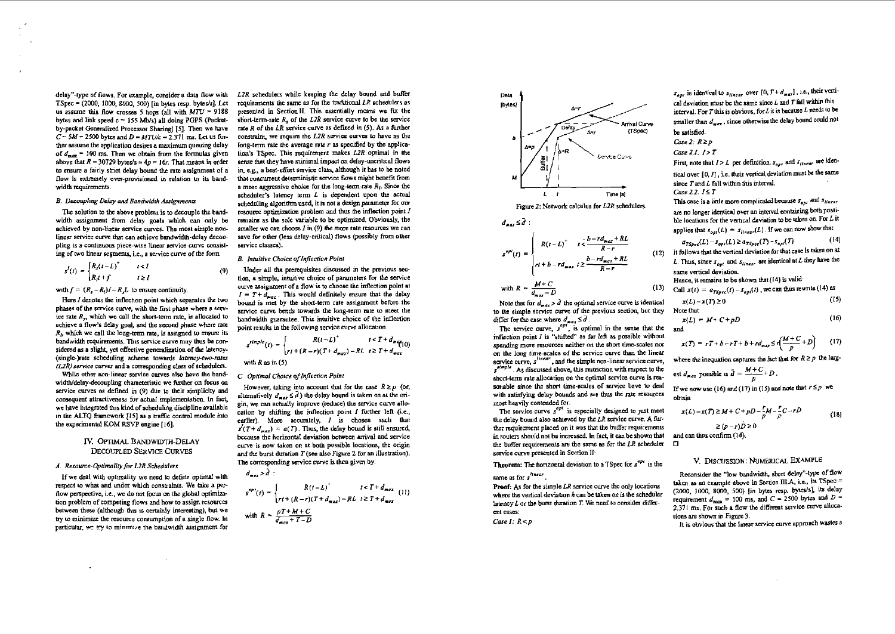delay"-type of flows. For example, consider a data flow with TSpec = (2000, 1000, 8000, 500) [in bytes resp. bytes/s]. Let us assume this flow crosses 5 hops (all with $MTU$ = 9188 bytes and link speed c = 155 Mb/s) all doing PGPS (Packet-by-packet Generalized Processor Sharing) [5]. Then we have $C = 5M = 2500$ bytes and $D = MTU/c = 2.371$ ms. Let us further assume the application desires a maximum queuing delay of $d_{max} = 100$ ms. Then we obtain from the formulas given above that $R = 30729$ bytes/s $\approx 4p \approx 16r$. That means in order to ensure a fairly strict delay bound the rate assignment of a flow is extremely over-provisioned in relation to its bandwidth requirements.

### B. Decoupling Delay and Bandwidth Assignments

The solution to the above problem is to decouple the bandwidth assignment from delay goals which can only be achieved by non-linear service curves. The most simple non-linear service curve that can achieve bandwidth-delay decoupling is a continuous piece-wise linear service curve consisting of two linear segments, i.e., a service curve of the form

$$s^I(t) = \begin{cases} R_s(t-L)^+ & t < I \\ R_l t + f & t \geq I \end{cases} \tag{9}$$

with $f = (R_s - R_l)I - R_s L$ to ensure continuity.

Here $I$ denotes the inflection point which separates the two phases of the service curve, with the first phase where a service rate $R_s$, which we call the short-term rate, is allocated to achieve a flow's delay goal, and the second phase where rate $R_l$, which we call the long-term rate, is assigned to ensure its bandwidth requirements. This service curve may thus be considered as a slight, yet effective generalization of the latency-(single-)rate scheduling scheme towards *latency-two-rates (L2R) service curves* and a corresponding class of schedulers.

While other non-linear service curves also have the bandwidth/delay-decoupling characteristic we further on focus on service curves as defined in (9) due to their simplicity and consequent attractiveness for actual implementation. In fact, we have integrated this kind of scheduling discipline available in the ALTQ framework [15] as a traffic control module into the experimental KOM RSVP engine [16].

## IV. Optimal Bandwidth-Delay Decoupled Service Curves

### A. Resource-Optimality for L2R Schedulers

If we deal with optimality we need to define optimal with respect to what and under which constraints. We take a per-flow perspective, i.e., we do not focus on the global optimization problem of competing flows and how to assign resources between these (although this is certainly interesting), but we try to minimize the resource consumption of a single flow. In particular, we try to minimize the bandwidth assignment for L2R schedulers while keeping the delay bound and buffer requirements the same as for the traditional $LR$ schedulers as presented in Section II. This essentially means we fix the short-term-rate $R_s$ of the $L2R$ service curve to be the service rate $R$ of the $LR$ service curve as defined in (5). As a further constraint, we require the $L2R$ service curves to have as the long-term rate the average rate $r$ as specified by the application's TSpec. This requirement makes $L2R$ optimal in the sense that they have minimal impact on delay-uncritical flows in, e.g., a best-effort service class, although it has to be noted that concurrent deterministic service flows might benefit from a more aggressive choice for the long-term-rate $R_l$. Since the scheduler's latency term $L$ is dependent upon the actual scheduling algorithm used, it is not a design parameter for our resource optimization problem and thus the inflection point $I$ remains as the sole variable to be optimized. Obviously, the smaller we can choose $I$ in (9) the more rate resources we can save for other (less delay-critical) flows (possibly from other service classes).

### B. Intuitive Choice of Inflection Point

Under all the prerequisites discussed in the previous section, a simple, intuitive choice of parameters for the service curve assignment of a flow is to choose the inflection point at $I = T + d_{max}$. This would definitely ensure that the delay bound is met by the short-term rate assignment before the service curve bends towards the long-term rate to meet the bandwidth guarantee. This intuitive choice of the inflection point results in the following service curve allocation

$$s^{simple}(t) = \begin{cases} R(t-L)^+ & t < T + d_{max} \\ rt + (R-r)(T + d_{max}) - RL & t \geq T + d_{max} \end{cases} \tag{10}$$

with $R$ as in (5)

### C. Optimal Choice of Inflection Point

However, taking into account that for the case $R \geq p$ (or, alternatively $d_{max} \leq \tilde{d}$) the delay bound is taken on at the origin, we can actually improve (reduce) the service curve allocation by shifting the inflection point $I$ further left (i.e., earlier). More accurately, $I$ is chosen such that $s^I(T + d_{max}) = a(T)$. Thus, the delay bound is still ensured, because the horizontal deviation between arrival and service curve is now taken on at both possible locations, the origin and the burst duration $T$ (see also Figure 2 for an illustration). The corresponding service curve is then given by:

$d_{max} > \tilde{d}$ :

$$s^{opt}(t) = \begin{cases} R(t-L)^+ & t < T + d_{max} \\ rt + (R-r)(T + d_{max}) - RL & t \geq T + d_{max} \end{cases} \tag{11}$$

with $R = \dfrac{pT + M + C}{d_{max} + T - D}$

Figure 2: Network calculus for $L2R$ schedulers.

$d_{max} \leq \tilde{d}$ :

$$s^{opt}(t) = \begin{cases} R(t-L)^+ & t < \dfrac{b - rd_{max} + RL}{R - r} \\ rt + b - rd_{max} & t \geq \dfrac{b - rd_{max} + RL}{R - r} \end{cases} \tag{12}$$

$$\text{with } R = \frac{M + C}{d_{max} - D} \tag{13}$$

Note that for $d_{max} > \tilde{d}$ the optimal service curve is identical to the simple service curve of the previous section, but they differ for the case where $d_{max} \leq \tilde{d}$.

The service curve, $s^{opt}$, is optimal in the sense that the inflection point $I$ is "shifted" as far left as possible without spending more resources neither on the short time-scales nor on the long time-scales of the service curve than the linear service curve, $s^{linear}$, and the simple non-linear service curve, $s^{simple}$. As discussed above, this restriction with respect to the short-term rate allocation on the optimal service curve is reasonable since the short time-scales of service have to deal with satisfying delay bounds and are thus the rate resources most heavily contended for.

The service curve $s^{opt}$ is especially designed to just meet the delay bound also achieved by the $LR$ service curve. A further requirement placed on it was that the buffer requirements in routers should not be increased. In fact, it can be shown that the buffer requirements are the same as for the $LR$ scheduler service curve presented in Section II:

**Theorem:** The horizontal deviation to a TSpec for $s^{opt}$ is the same as for $s^{linear}$.

**Proof:** As for the simple $LR$ service curve the only locations where the vertical deviation $h$ can be taken on is the scheduler latency $L$ or the burst duration $T$. We need to consider different cases:

*Case 1: $R < p$*

$s_{opt}$ is identical to $s_{linear}$ over $[0, T + d_{max}]$, i.e., their vertical deviation must be the same since $L$ and $T$ fall within this interval. For $T$ this is obvious, for $L$ it is because $L$ needs to be smaller than $d_{max}$, since otherwise the delay bound could not be satisfied.

*Case 2: $R \geq p$*

*Case 2.1. $I > T$*

First, note that $I > L$ per definition. $s_{opt}$ and $s_{linear}$ are identical over $[0, I]$, i.e. their vertical deviation must be the same since $T$ and $L$ fall within this interval.

*Case 2.2. $I \leq T$*

This case is a little more complicated because $s_{opt}$ and $s_{linear}$ are no longer identical over an interval containing both possible locations for the vertical deviation to be taken on. For $L$ it applies that $s_{opt}(L) = s_{linear}(L)$. If we can now show that

$$a_{TSpec}(L) - s_{opt}(L) \geq a_{TSpec}(T) - s_{opt}(T) \tag{14}$$

it follows that the vertical deviation for that case is taken on at $L$. Thus, since $s_{opt}$ and $s_{linear}$ are identical at $L$ they have the same vertical deviation.

Hence, it remains to be shown that (14) is valid.

Call $x(t) = a_{TSpec}(t) - s_{opt}(t)$, we can thus rewrite (14) as

$$x(L) - x(T) \geq 0 \tag{15}$$

Note that

$$x(L) = M + C + pD \tag{16}$$

and

$$x(T) = rT + b - rT + b + rd_{max} \leq r\left(\frac{M + C}{p} + D\right) \tag{17}$$

where the inequation captures the fact that for $R \geq p$ the largest $d_{max}$ possible is $\tilde{d} = \dfrac{M + C}{p} + D$.

If we now use (16) and (17) in (15) and note that $r \leq p$ we obtain

$$x(L) - x(T) \geq M + C + pD - \frac{r}{p}M - \frac{r}{p}C - rD \geq (p - r)D \geq 0 \tag{18}$$

and can thus confirm (14).

□

## V. Discussion: Numerical Example

Reconsider the "low bandwidth, short delay"-type of flow taken as an example above in Section III.A, i.e., its TSpec = (2000, 1000, 8000, 500) [in bytes resp. bytes/s], its delay requirement $d_{max}$ = 100 ms, and $C$ = 2500 bytes and $D$ = 2.371 ms. For such a flow the different service curve allocations are shown in Figure 3.

It is obvious that the linear service curve approach wastes a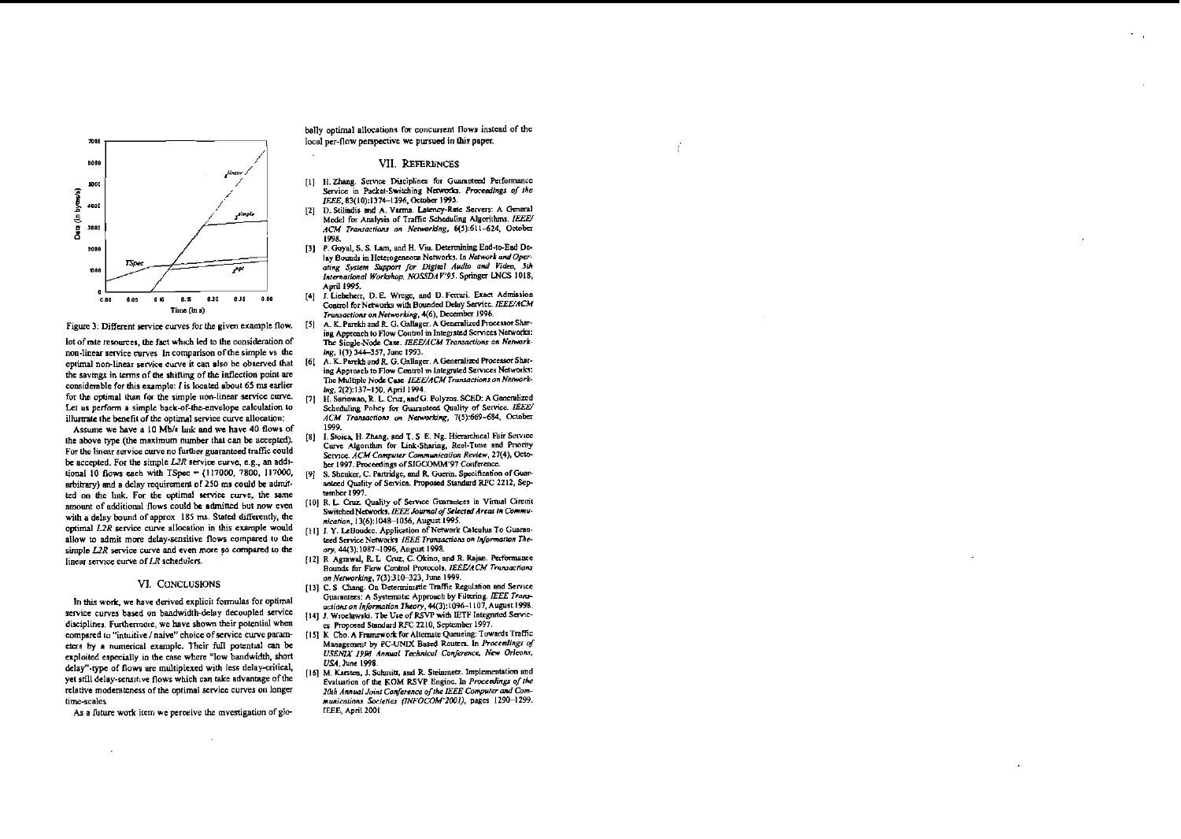7000

6000

5000

4000

3000

2000

1000

0

Data (in bytes/s)

0.00 0.05 0.10 0.15 0.20 0.25 0.30

Time (in s)

$s^{linear}$

$s^{simple}$

$s^{opt}$

TSpec

Figure 3: Different service curves for the given example flow.

lot of rate resources, the fact which led to the consideration of non-linear service curves. In comparison of the simple vs. the optimal non-linear service curve it can also be observed that the savings in terms of the shifting of the inflection point are considerable for this example: $I$ is located about 65 ms earlier for the optimal than for the simple non-linear service curve. Let us perform a simple back-of-the-envelope calculation to illustrate the benefit of the optimal service curve allocation:

Assume we have a 10 Mb/s link and we have 40 flows of the above type (the maximum number that can be accepted). For the linear service curve no further guaranteed traffic could be accepted. For the simple $L2R$ service curve, e.g., an additional 10 flows each with TSpec = (117000, 7800, 117000, arbitrary) and a delay requirement of 250 ms could be admitted on the link. For the optimal service curve, the same amount of additional flows could be admitted but now even with a delay bound of approx. 185 ms. Stated differently, the optimal $L2R$ service curve allocation in this example would allow to admit more delay-sensitive flows compared to the simple $L2R$ service curve and even more so compared to the linear service curve of $LR$ schedulers.

## VI. Conclusions

In this work, we have derived explicit formulas for optimal service curves based on bandwidth-delay decoupled service disciplines. Furthermore, we have shown their potential when compared to "intuitive / naive" choice of service curve parameters by a numerical example. Their full potential can be exploited especially in the case where "low bandwidth, short delay"-type of flows are multiplexed with less delay-critical, yet still delay-sensitive flows which can take advantage of the relative moderateness of the optimal service curves on longer time-scales.

As a future work item we perceive the investigation of globally optimal allocations for concurrent flows instead of the local per-flow perspective we pursued in this paper.

## VII. References

[1] H. Zhang. Service Disciplines for Guaranteed Performance Service in Packet-Switching Networks. *Proceedings of the IEEE*, 83(10):1374–1396, October 1995.

[2] D. Stiliadis and A. Varma. Latency-Rate Servers: A General Model for Analysis of Traffic Scheduling Algorithms. *IEEE/ACM Transactions on Networking*, 6(5):611–624, October 1998.

[3] P. Goyal, S. S. Lam, and H. Vin. Determining End-to-End Delay Bounds in Heterogeneous Networks. In *Network and Operating System Support for Digital Audio and Video, 5th International Workshop, NOSSDAV'95*. Springer LNCS 1018, April 1995.

[4] J. Liebeherr, D. E. Wrege, and D. Ferrari. Exact Admission Control for Networks with Bounded Delay Service. *IEEE/ACM Transactions on Networking*, 4(6), December 1996.

[5] A. K. Parekh and R. G. Gallager. A Generalized Processor Sharing Approach to Flow Control in Integrated Services Networks: The Single-Node Case. *IEEE/ACM Transactions on Networking*, 1(3):344–357, June 1993.

[6] A. K. Parekh and R. G. Gallager. A Generalized Processor Sharing Approach to Flow Control in Integrated Services Networks: The Multiple Node Case. *IEEE/ACM Transactions on Networking*, 2(2):137–150, April 1994.

[7] H. Sariowan, R. L. Cruz, and G. Polyzos. SCED: A Generalized Scheduling Policy for Guaranteed Quality of Service. *IEEE/ACM Transactions on Networking*, 7(5):669–684, October 1999.

[8] I. Stoica, H. Zhang, and T. S. E. Ng. Hierarchical Fair Service Curve Algorithm for Link-Sharing, Real-Time and Priority Service. *ACM Computer Communication Review*, 27(4), October 1997. Proceedings of SIGCOMM'97 Conference.

[9] S. Shenker, C. Partridge, and R. Guerin. Specification of Guaranteed Quality of Service. Proposed Standard RFC 2212, September 1997.

[10] R. L. Cruz. Quality of Service Guarantees in Virtual Circuit Switched Networks. *IEEE Journal of Selected Areas in Communication*, 13(6):1048–1056, August 1995.

[11] J. Y. LeBoudec. Application of Network Calculus To Guaranteed Service Networks. *IEEE Transactions on Information Theory*, 44(3):1087–1096, August 1998.

[12] R. Agrawal, R. L. Cruz, C. Okino, and R. Rajan. Performance Bounds for Flow Control Protocols. *IEEE/ACM Transactions on Networking*, 7(3):310–323, June 1999.

[13] C. S. Chang. On Deterministic Traffic Regulation and Service Guarantees: A Systematic Approach by Filtering. *IEEE Transactions on Information Theory*, 44(3):1096–1107, August 1998.

[14] J. Wroclawski. The Use of RSVP with IETF Integrated Services. Proposed Standard RFC 2210, September 1997.

[15] K. Cho. A Framework for Alternate Queueing: Towards Traffic Management by PC-UNIX Based Routers. In *Proceedings of USENIX 1998 Annual Technical Conference, New Orleans, USA*, June 1998.

[16] M. Karsten, J. Schmitt, and R. Steinmetz. Implementation and Evaluation of the KOM RSVP Engine. In *Proceedings of the 20th Annual Joint Conference of the IEEE Computer and Communications Societies (INFOCOM'2001)*, pages 1290–1299. IEEE, April 2001.